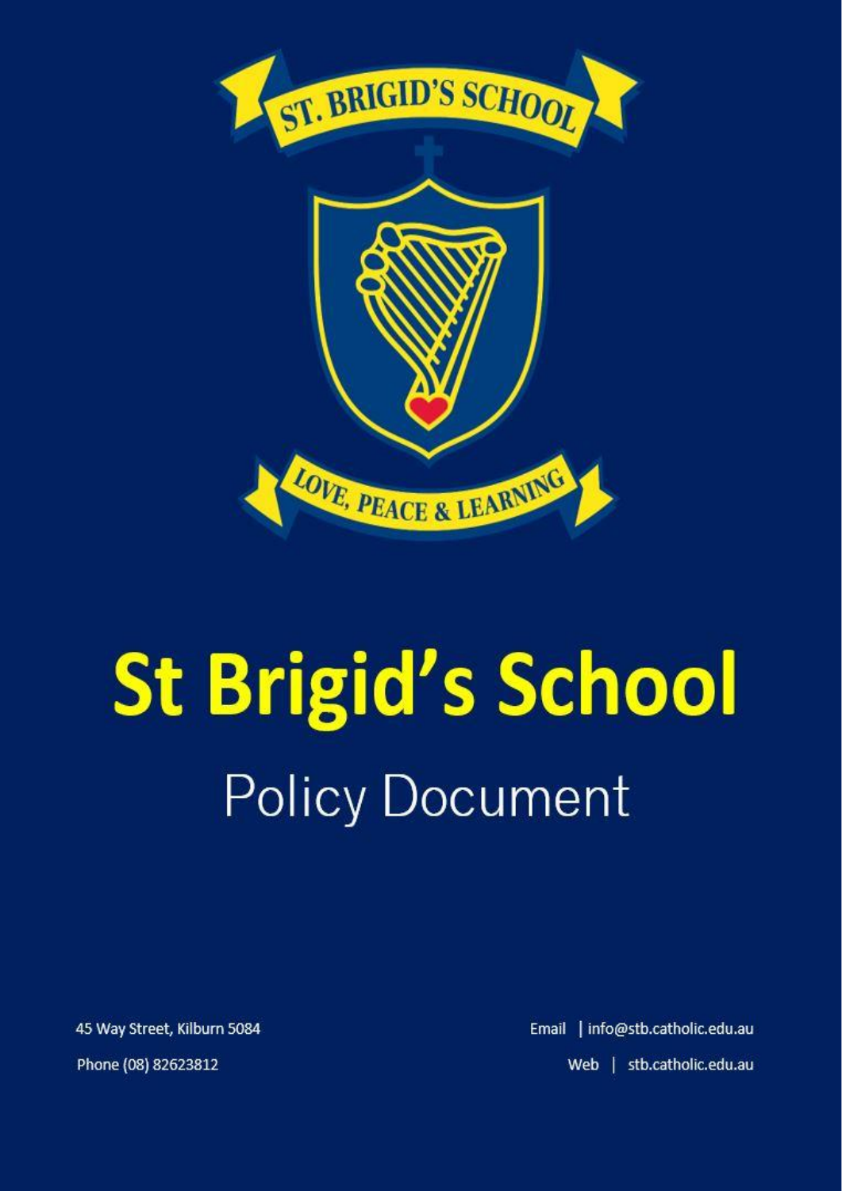# St Brigid's School

## Policy Document

45 Way Street, Kilburn 5084

Phone (08) 82623812

Email | info@stb.catholic.edu.au

Web | stb.catholic.edu.au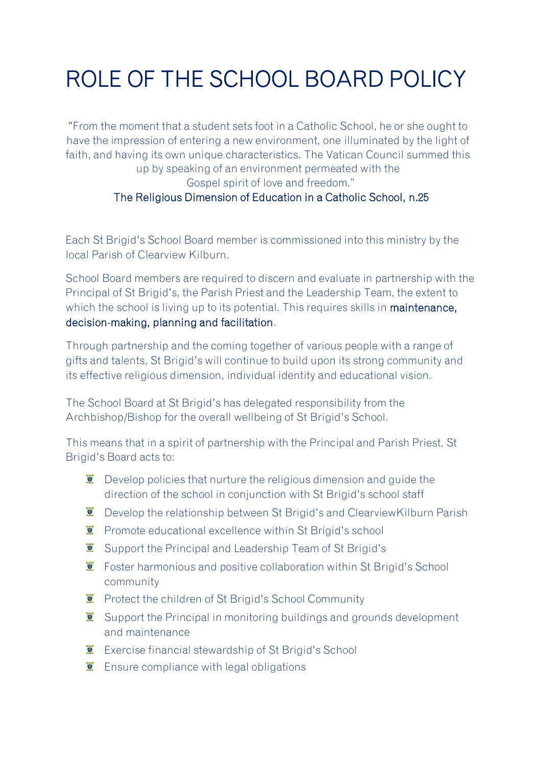# ROLE OF THE SCHOOL BOARD POLICY

"From the moment that a student sets foot in a Catholic School, he or she ought to have the impression of entering a new environment, one illuminated by the light of faith, and having its own unique characteristics. The Vatican Council summed this up by speaking of an environment permeated with the Gospel spirit of love and freedom."
The Religious Dimension of Education in a Catholic School, n.25

Each St Brigid's School Board member is commissioned into this ministry by the local Parish of Clearview Kilburn.

School Board members are required to discern and evaluate in partnership with the Principal of St Brigid's, the Parish Priest and the Leadership Team, the extent to which the school is living up to its potential. This requires skills in maintenance, decision-making, planning and facilitation.

Through partnership and the coming together of various people with a range of gifts and talents, St Brigid's will continue to build upon its strong community and its effective religious dimension, individual identity and educational vision.

The School Board at St Brigid's has delegated responsibility from the Archbishop/Bishop for the overall wellbeing of St Brigid's School.

This means that in a spirit of partnership with the Principal and Parish Priest, St Brigid's Board acts to:

- Develop policies that nurture the religious dimension and guide the direction of the school in conjunction with St Brigid's school staff
- Develop the relationship between St Brigid's and ClearviewKilburn Parish
- Promote educational excellence within St Brigid's school
- Support the Principal and Leadership Team of St Brigid's
- Foster harmonious and positive collaboration within St Brigid's School community
- Protect the children of St Brigid's School Community
- Support the Principal in monitoring buildings and grounds development and maintenance
- Exercise financial stewardship of St Brigid's School
- Ensure compliance with legal obligations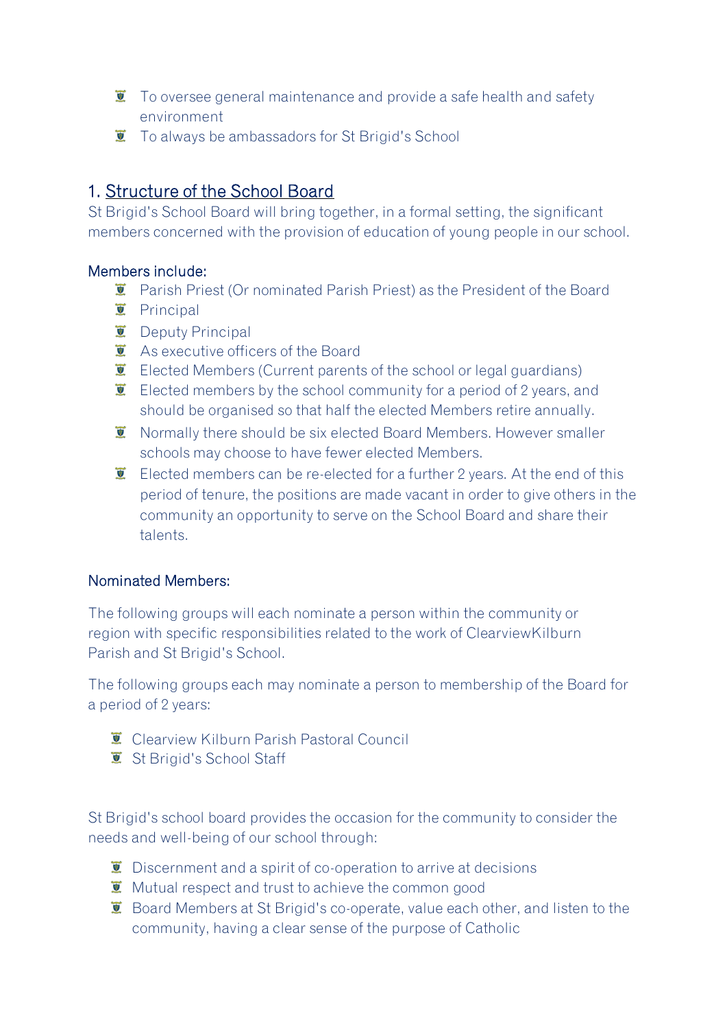- To oversee general maintenance and provide a safe health and safety environment
- To always be ambassadors for St Brigid's School

## 1. Structure of the School Board

St Brigid's School Board will bring together, in a formal setting, the significant members concerned with the provision of education of young people in our school.

### Members include:

- Parish Priest (Or nominated Parish Priest) as the President of the Board
- Principal
- Deputy Principal
- As executive officers of the Board
- Elected Members (Current parents of the school or legal guardians)
- Elected members by the school community for a period of 2 years, and should be organised so that half the elected Members retire annually.
- Normally there should be six elected Board Members. However smaller schools may choose to have fewer elected Members.
- Elected members can be re-elected for a further 2 years. At the end of this period of tenure, the positions are made vacant in order to give others in the community an opportunity to serve on the School Board and share their talents.

### Nominated Members:

The following groups will each nominate a person within the community or region with specific responsibilities related to the work of ClearviewKilburn Parish and St Brigid's School.

The following groups each may nominate a person to membership of the Board for a period of 2 years:

- Clearview Kilburn Parish Pastoral Council
- St Brigid's School Staff

St Brigid's school board provides the occasion for the community to consider the needs and well-being of our school through:

- Discernment and a spirit of co-operation to arrive at decisions
- Mutual respect and trust to achieve the common good
- Board Members at St Brigid's co-operate, value each other, and listen to the community, having a clear sense of the purpose of Catholic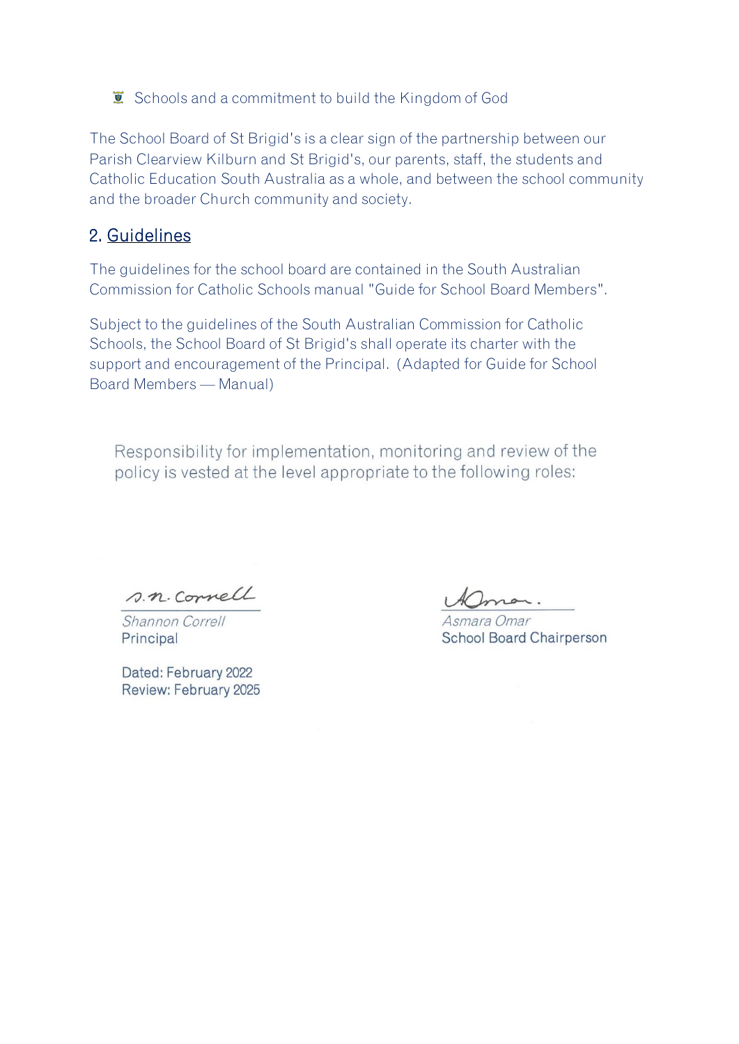- Schools and a commitment to build the Kingdom of God

The School Board of St Brigid's is a clear sign of the partnership between our Parish Clearview Kilburn and St Brigid's, our parents, staff, the students and Catholic Education South Australia as a whole, and between the school community and the broader Church community and society.

## 2. Guidelines

The guidelines for the school board are contained in the South Australian Commission for Catholic Schools manual "Guide for School Board Members".

Subject to the guidelines of the South Australian Commission for Catholic Schools, the School Board of St Brigid's shall operate its charter with the support and encouragement of the Principal. (Adapted for Guide for School Board Members — Manual)

Responsibility for implementation, monitoring and review of the policy is vested at the level appropriate to the following roles:

*Shannon Correll*
Principal

*Asmara Omar*
School Board Chairperson

Dated: February 2022
Review: February 2025